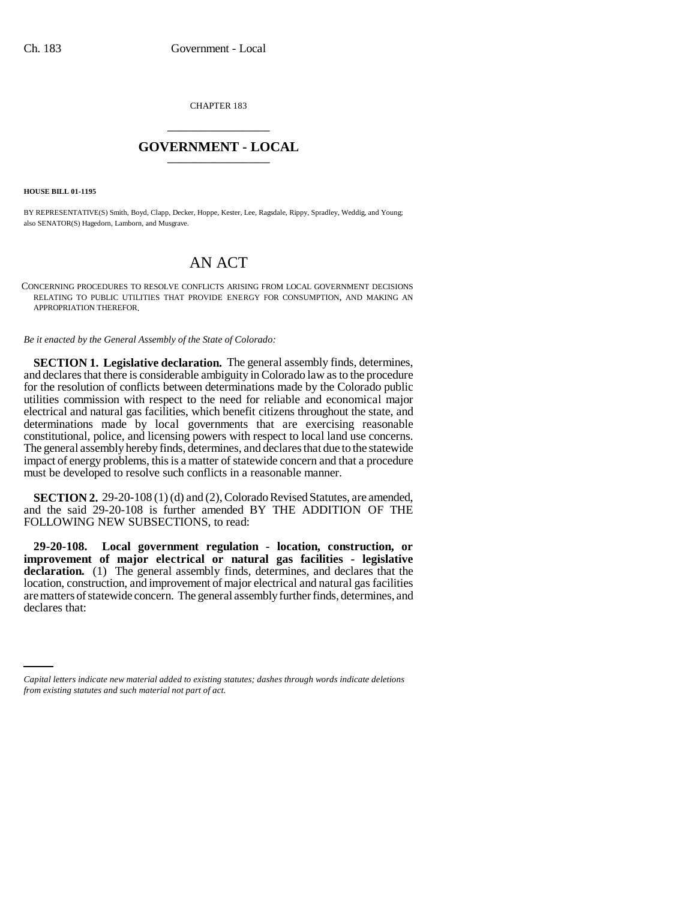CHAPTER 183

# GOVERNMENT - LOCAL

**HOUSE BILL 01-1195**

BY REPRESENTATIVE(S) Smith, Boyd, Clapp, Decker, Hoppe, Kester, Lee, Ragsdale, Rippy, Spradley, Weddig, and Young; also SENATOR(S) Hagedorn, Lamborn, and Musgrave.

# AN ACT

CONCERNING PROCEDURES TO RESOLVE CONFLICTS ARISING FROM LOCAL GOVERNMENT DECISIONS RELATING TO PUBLIC UTILITIES THAT PROVIDE ENERGY FOR CONSUMPTION, AND MAKING AN APPROPRIATION THEREFOR.

*Be it enacted by the General Assembly of the State of Colorado:*

**SECTION 1. Legislative declaration.** The general assembly finds, determines, and declares that there is considerable ambiguity in Colorado law as to the procedure for the resolution of conflicts between determinations made by the Colorado public utilities commission with respect to the need for reliable and economical major electrical and natural gas facilities, which benefit citizens throughout the state, and determinations made by local governments that are exercising reasonable constitutional, police, and licensing powers with respect to local land use concerns. The general assembly hereby finds, determines, and declares that due to the statewide impact of energy problems, this is a matter of statewide concern and that a procedure must be developed to resolve such conflicts in a reasonable manner.

**SECTION 2.** 29-20-108 (1) (d) and (2), Colorado Revised Statutes, are amended, and the said 29-20-108 is further amended BY THE ADDITION OF THE FOLLOWING NEW SUBSECTIONS, to read:

**29-20-108. Local government regulation - location, construction, or improvement of major electrical or natural gas facilities - legislative declaration.** (1) The general assembly finds, determines, and declares that the location, construction, and improvement of major electrical and natural gas facilities are matters of statewide concern. The general assembly further finds, determines, and declares that:

*Capital letters indicate new material added to existing statutes; dashes through words indicate deletions from existing statutes and such material not part of act.*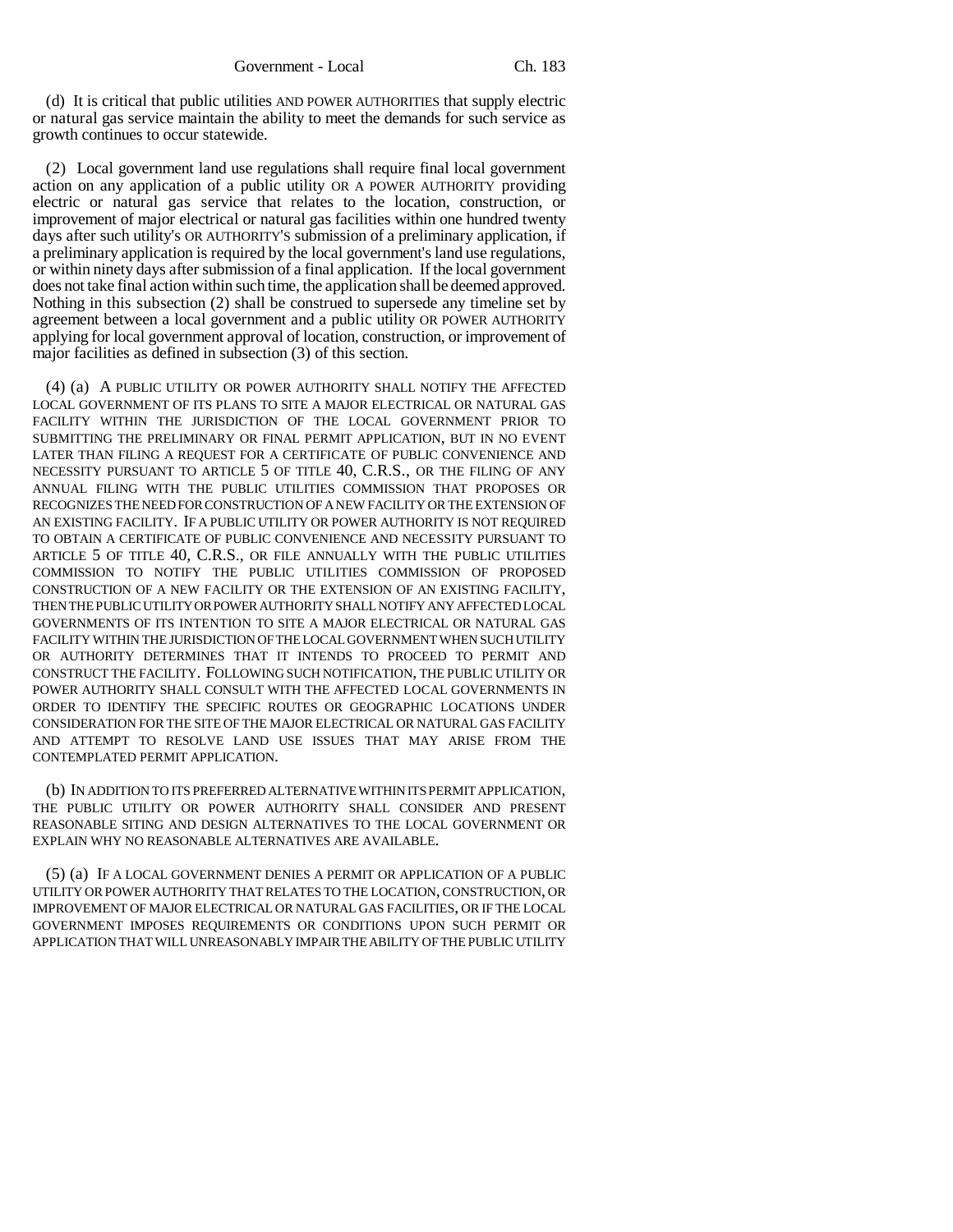(d) It is critical that public utilities AND POWER AUTHORITIES that supply electric or natural gas service maintain the ability to meet the demands for such service as growth continues to occur statewide.

(2) Local government land use regulations shall require final local government action on any application of a public utility OR A POWER AUTHORITY providing electric or natural gas service that relates to the location, construction, or improvement of major electrical or natural gas facilities within one hundred twenty days after such utility's OR AUTHORITY'S submission of a preliminary application, if a preliminary application is required by the local government's land use regulations, or within ninety days after submission of a final application. If the local government does not take final action within such time, the application shall be deemed approved. Nothing in this subsection (2) shall be construed to supersede any timeline set by agreement between a local government and a public utility OR POWER AUTHORITY applying for local government approval of location, construction, or improvement of major facilities as defined in subsection (3) of this section.

(4) (a) A PUBLIC UTILITY OR POWER AUTHORITY SHALL NOTIFY THE AFFECTED LOCAL GOVERNMENT OF ITS PLANS TO SITE A MAJOR ELECTRICAL OR NATURAL GAS FACILITY WITHIN THE JURISDICTION OF THE LOCAL GOVERNMENT PRIOR TO SUBMITTING THE PRELIMINARY OR FINAL PERMIT APPLICATION, BUT IN NO EVENT LATER THAN FILING A REQUEST FOR A CERTIFICATE OF PUBLIC CONVENIENCE AND NECESSITY PURSUANT TO ARTICLE 5 OF TITLE 40, C.R.S., OR THE FILING OF ANY ANNUAL FILING WITH THE PUBLIC UTILITIES COMMISSION THAT PROPOSES OR RECOGNIZES THE NEED FOR CONSTRUCTION OF A NEW FACILITY OR THE EXTENSION OF AN EXISTING FACILITY. IF A PUBLIC UTILITY OR POWER AUTHORITY IS NOT REQUIRED TO OBTAIN A CERTIFICATE OF PUBLIC CONVENIENCE AND NECESSITY PURSUANT TO ARTICLE 5 OF TITLE 40, C.R.S., OR FILE ANNUALLY WITH THE PUBLIC UTILITIES COMMISSION TO NOTIFY THE PUBLIC UTILITIES COMMISSION OF PROPOSED CONSTRUCTION OF A NEW FACILITY OR THE EXTENSION OF AN EXISTING FACILITY, THEN THE PUBLIC UTILITY OR POWER AUTHORITY SHALL NOTIFY ANY AFFECTED LOCAL GOVERNMENTS OF ITS INTENTION TO SITE A MAJOR ELECTRICAL OR NATURAL GAS FACILITY WITHIN THE JURISDICTION OF THE LOCAL GOVERNMENT WHEN SUCH UTILITY OR AUTHORITY DETERMINES THAT IT INTENDS TO PROCEED TO PERMIT AND CONSTRUCT THE FACILITY. FOLLOWING SUCH NOTIFICATION, THE PUBLIC UTILITY OR POWER AUTHORITY SHALL CONSULT WITH THE AFFECTED LOCAL GOVERNMENTS IN ORDER TO IDENTIFY THE SPECIFIC ROUTES OR GEOGRAPHIC LOCATIONS UNDER CONSIDERATION FOR THE SITE OF THE MAJOR ELECTRICAL OR NATURAL GAS FACILITY AND ATTEMPT TO RESOLVE LAND USE ISSUES THAT MAY ARISE FROM THE CONTEMPLATED PERMIT APPLICATION.

(b) IN ADDITION TO ITS PREFERRED ALTERNATIVE WITHIN ITS PERMIT APPLICATION, THE PUBLIC UTILITY OR POWER AUTHORITY SHALL CONSIDER AND PRESENT REASONABLE SITING AND DESIGN ALTERNATIVES TO THE LOCAL GOVERNMENT OR EXPLAIN WHY NO REASONABLE ALTERNATIVES ARE AVAILABLE.

(5) (a) IF A LOCAL GOVERNMENT DENIES A PERMIT OR APPLICATION OF A PUBLIC UTILITY OR POWER AUTHORITY THAT RELATES TO THE LOCATION, CONSTRUCTION, OR IMPROVEMENT OF MAJOR ELECTRICAL OR NATURAL GAS FACILITIES, OR IF THE LOCAL GOVERNMENT IMPOSES REQUIREMENTS OR CONDITIONS UPON SUCH PERMIT OR APPLICATION THAT WILL UNREASONABLY IMPAIR THE ABILITY OF THE PUBLIC UTILITY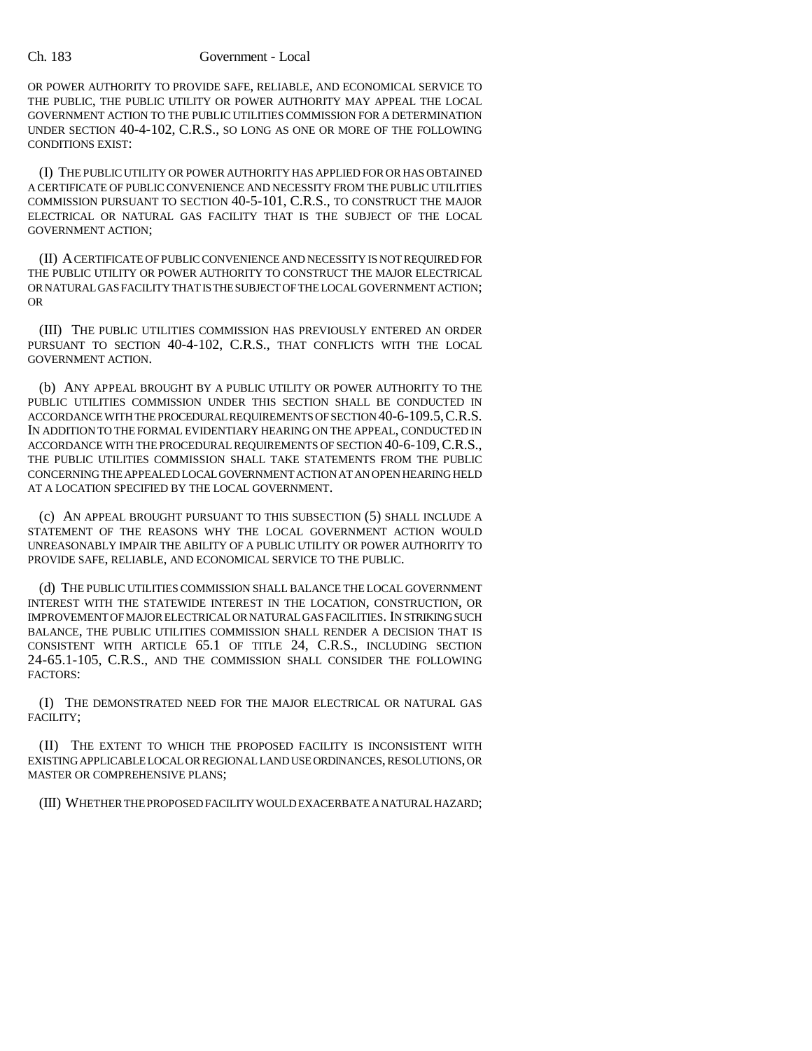OR POWER AUTHORITY TO PROVIDE SAFE, RELIABLE, AND ECONOMICAL SERVICE TO THE PUBLIC, THE PUBLIC UTILITY OR POWER AUTHORITY MAY APPEAL THE LOCAL GOVERNMENT ACTION TO THE PUBLIC UTILITIES COMMISSION FOR A DETERMINATION UNDER SECTION 40-4-102, C.R.S., SO LONG AS ONE OR MORE OF THE FOLLOWING CONDITIONS EXIST:

(I) THE PUBLIC UTILITY OR POWER AUTHORITY HAS APPLIED FOR OR HAS OBTAINED A CERTIFICATE OF PUBLIC CONVENIENCE AND NECESSITY FROM THE PUBLIC UTILITIES COMMISSION PURSUANT TO SECTION 40-5-101, C.R.S., TO CONSTRUCT THE MAJOR ELECTRICAL OR NATURAL GAS FACILITY THAT IS THE SUBJECT OF THE LOCAL GOVERNMENT ACTION;

(II) A CERTIFICATE OF PUBLIC CONVENIENCE AND NECESSITY IS NOT REQUIRED FOR THE PUBLIC UTILITY OR POWER AUTHORITY TO CONSTRUCT THE MAJOR ELECTRICAL OR NATURAL GAS FACILITY THAT IS THE SUBJECT OF THE LOCAL GOVERNMENT ACTION; OR

(III) THE PUBLIC UTILITIES COMMISSION HAS PREVIOUSLY ENTERED AN ORDER PURSUANT TO SECTION 40-4-102, C.R.S., THAT CONFLICTS WITH THE LOCAL GOVERNMENT ACTION.

(b) ANY APPEAL BROUGHT BY A PUBLIC UTILITY OR POWER AUTHORITY TO THE PUBLIC UTILITIES COMMISSION UNDER THIS SECTION SHALL BE CONDUCTED IN ACCORDANCE WITH THE PROCEDURAL REQUIREMENTS OF SECTION 40-6-109.5, C.R.S. IN ADDITION TO THE FORMAL EVIDENTIARY HEARING ON THE APPEAL, CONDUCTED IN ACCORDANCE WITH THE PROCEDURAL REQUIREMENTS OF SECTION 40-6-109, C.R.S., THE PUBLIC UTILITIES COMMISSION SHALL TAKE STATEMENTS FROM THE PUBLIC CONCERNING THE APPEALED LOCAL GOVERNMENT ACTION AT AN OPEN HEARING HELD AT A LOCATION SPECIFIED BY THE LOCAL GOVERNMENT.

(c) AN APPEAL BROUGHT PURSUANT TO THIS SUBSECTION (5) SHALL INCLUDE A STATEMENT OF THE REASONS WHY THE LOCAL GOVERNMENT ACTION WOULD UNREASONABLY IMPAIR THE ABILITY OF A PUBLIC UTILITY OR POWER AUTHORITY TO PROVIDE SAFE, RELIABLE, AND ECONOMICAL SERVICE TO THE PUBLIC.

(d) THE PUBLIC UTILITIES COMMISSION SHALL BALANCE THE LOCAL GOVERNMENT INTEREST WITH THE STATEWIDE INTEREST IN THE LOCATION, CONSTRUCTION, OR IMPROVEMENT OF MAJOR ELECTRICAL OR NATURAL GAS FACILITIES. IN STRIKING SUCH BALANCE, THE PUBLIC UTILITIES COMMISSION SHALL RENDER A DECISION THAT IS CONSISTENT WITH ARTICLE 65.1 OF TITLE 24, C.R.S., INCLUDING SECTION 24-65.1-105, C.R.S., AND THE COMMISSION SHALL CONSIDER THE FOLLOWING FACTORS:

(I) THE DEMONSTRATED NEED FOR THE MAJOR ELECTRICAL OR NATURAL GAS FACILITY;

(II) THE EXTENT TO WHICH THE PROPOSED FACILITY IS INCONSISTENT WITH EXISTING APPLICABLE LOCAL OR REGIONAL LAND USE ORDINANCES, RESOLUTIONS, OR MASTER OR COMPREHENSIVE PLANS;

(III) WHETHER THE PROPOSED FACILITY WOULD EXACERBATE A NATURAL HAZARD;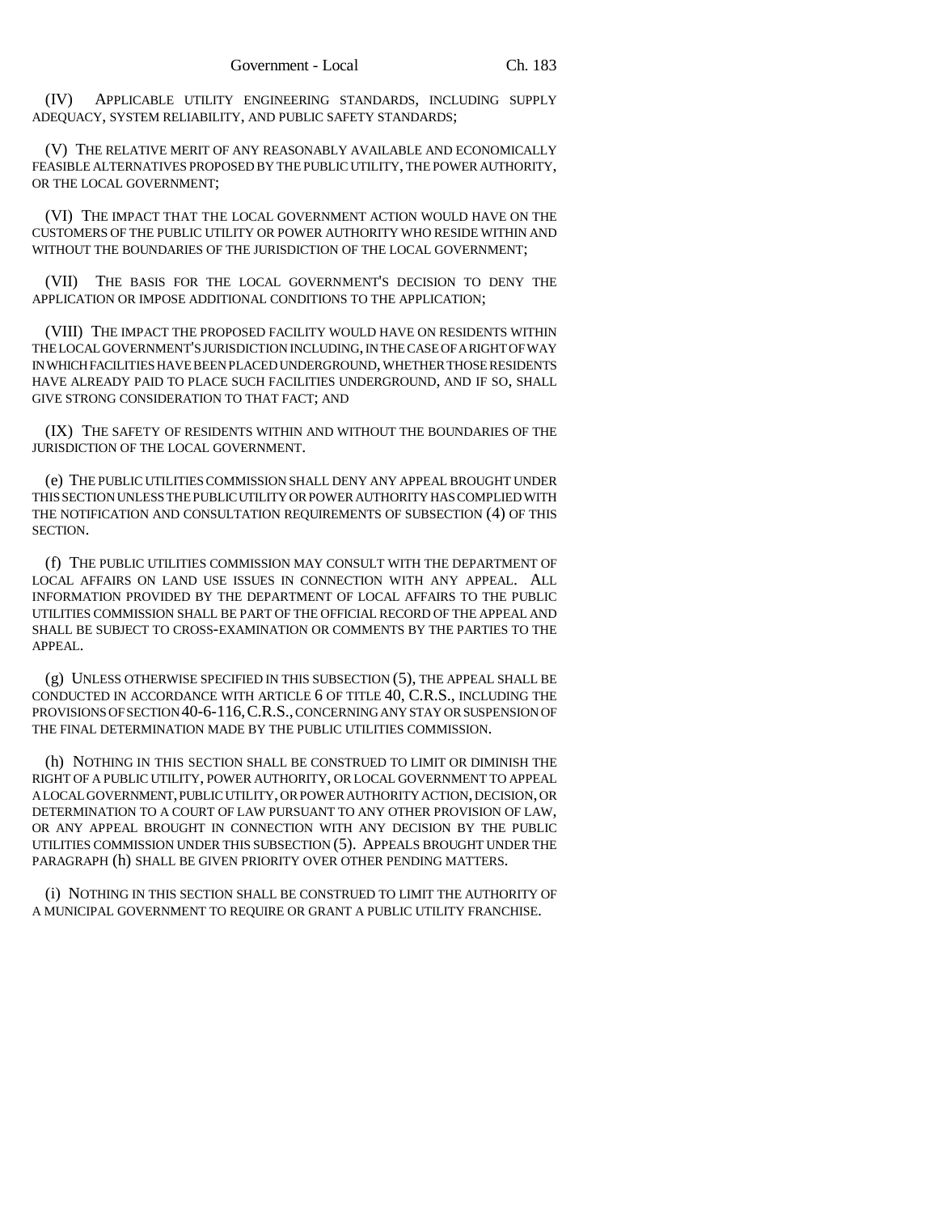(IV) APPLICABLE UTILITY ENGINEERING STANDARDS, INCLUDING SUPPLY ADEQUACY, SYSTEM RELIABILITY, AND PUBLIC SAFETY STANDARDS;

(V) THE RELATIVE MERIT OF ANY REASONABLY AVAILABLE AND ECONOMICALLY FEASIBLE ALTERNATIVES PROPOSED BY THE PUBLIC UTILITY, THE POWER AUTHORITY, OR THE LOCAL GOVERNMENT;

(VI) THE IMPACT THAT THE LOCAL GOVERNMENT ACTION WOULD HAVE ON THE CUSTOMERS OF THE PUBLIC UTILITY OR POWER AUTHORITY WHO RESIDE WITHIN AND WITHOUT THE BOUNDARIES OF THE JURISDICTION OF THE LOCAL GOVERNMENT;

(VII) THE BASIS FOR THE LOCAL GOVERNMENT'S DECISION TO DENY THE APPLICATION OR IMPOSE ADDITIONAL CONDITIONS TO THE APPLICATION;

(VIII) THE IMPACT THE PROPOSED FACILITY WOULD HAVE ON RESIDENTS WITHIN THE LOCAL GOVERNMENT'S JURISDICTION INCLUDING, IN THE CASE OF A RIGHT OF WAY IN WHICH FACILITIES HAVE BEEN PLACED UNDERGROUND, WHETHER THOSE RESIDENTS HAVE ALREADY PAID TO PLACE SUCH FACILITIES UNDERGROUND, AND IF SO, SHALL GIVE STRONG CONSIDERATION TO THAT FACT; AND

(IX) THE SAFETY OF RESIDENTS WITHIN AND WITHOUT THE BOUNDARIES OF THE JURISDICTION OF THE LOCAL GOVERNMENT.

(e) THE PUBLIC UTILITIES COMMISSION SHALL DENY ANY APPEAL BROUGHT UNDER THIS SECTION UNLESS THE PUBLIC UTILITY OR POWER AUTHORITY HAS COMPLIED WITH THE NOTIFICATION AND CONSULTATION REQUIREMENTS OF SUBSECTION (4) OF THIS SECTION.

(f) THE PUBLIC UTILITIES COMMISSION MAY CONSULT WITH THE DEPARTMENT OF LOCAL AFFAIRS ON LAND USE ISSUES IN CONNECTION WITH ANY APPEAL. ALL INFORMATION PROVIDED BY THE DEPARTMENT OF LOCAL AFFAIRS TO THE PUBLIC UTILITIES COMMISSION SHALL BE PART OF THE OFFICIAL RECORD OF THE APPEAL AND SHALL BE SUBJECT TO CROSS-EXAMINATION OR COMMENTS BY THE PARTIES TO THE APPEAL.

(g) UNLESS OTHERWISE SPECIFIED IN THIS SUBSECTION (5), THE APPEAL SHALL BE CONDUCTED IN ACCORDANCE WITH ARTICLE 6 OF TITLE 40, C.R.S., INCLUDING THE PROVISIONS OF SECTION 40-6-116, C.R.S., CONCERNING ANY STAY OR SUSPENSION OF THE FINAL DETERMINATION MADE BY THE PUBLIC UTILITIES COMMISSION.

(h) NOTHING IN THIS SECTION SHALL BE CONSTRUED TO LIMIT OR DIMINISH THE RIGHT OF A PUBLIC UTILITY, POWER AUTHORITY, OR LOCAL GOVERNMENT TO APPEAL A LOCAL GOVERNMENT, PUBLIC UTILITY, OR POWER AUTHORITY ACTION, DECISION, OR DETERMINATION TO A COURT OF LAW PURSUANT TO ANY OTHER PROVISION OF LAW, OR ANY APPEAL BROUGHT IN CONNECTION WITH ANY DECISION BY THE PUBLIC UTILITIES COMMISSION UNDER THIS SUBSECTION (5). APPEALS BROUGHT UNDER THE PARAGRAPH (h) SHALL BE GIVEN PRIORITY OVER OTHER PENDING MATTERS.

(i) NOTHING IN THIS SECTION SHALL BE CONSTRUED TO LIMIT THE AUTHORITY OF A MUNICIPAL GOVERNMENT TO REQUIRE OR GRANT A PUBLIC UTILITY FRANCHISE.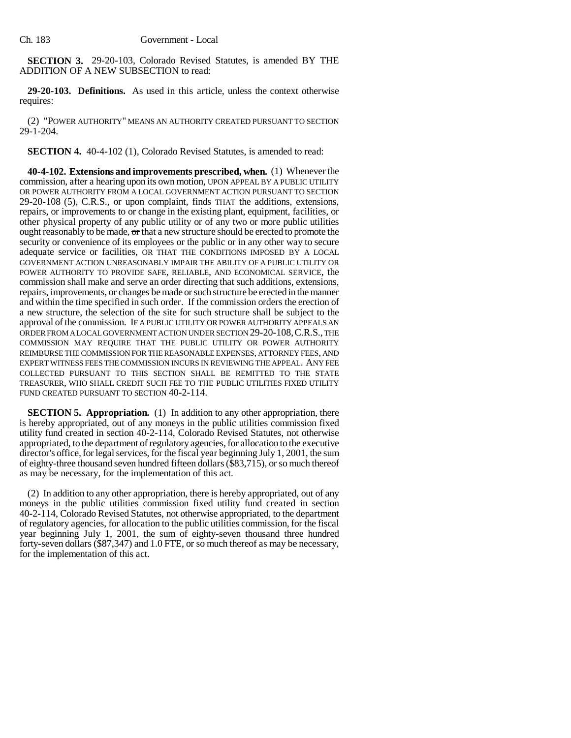**SECTION 3.** 29-20-103, Colorado Revised Statutes, is amended BY THE ADDITION OF A NEW SUBSECTION to read:

**29-20-103. Definitions.** As used in this article, unless the context otherwise requires:

(2) "POWER AUTHORITY" MEANS AN AUTHORITY CREATED PURSUANT TO SECTION 29-1-204.

**SECTION 4.** 40-4-102 (1), Colorado Revised Statutes, is amended to read:

**40-4-102. Extensions and improvements prescribed, when.** (1) Whenever the commission, after a hearing upon its own motion, UPON APPEAL BY A PUBLIC UTILITY OR POWER AUTHORITY FROM A LOCAL GOVERNMENT ACTION PURSUANT TO SECTION 29-20-108 (5), C.R.S., or upon complaint, finds THAT the additions, extensions, repairs, or improvements to or change in the existing plant, equipment, facilities, or other physical property of any public utility or of any two or more public utilities ought reasonably to be made, ~~or~~ that a new structure should be erected to promote the security or convenience of its employees or the public or in any other way to secure adequate service or facilities, OR THAT THE CONDITIONS IMPOSED BY A LOCAL GOVERNMENT ACTION UNREASONABLY IMPAIR THE ABILITY OF A PUBLIC UTILITY OR POWER AUTHORITY TO PROVIDE SAFE, RELIABLE, AND ECONOMICAL SERVICE, the commission shall make and serve an order directing that such additions, extensions, repairs, improvements, or changes be made or such structure be erected in the manner and within the time specified in such order. If the commission orders the erection of a new structure, the selection of the site for such structure shall be subject to the approval of the commission. IF A PUBLIC UTILITY OR POWER AUTHORITY APPEALS AN ORDER FROM A LOCAL GOVERNMENT ACTION UNDER SECTION 29-20-108, C.R.S., THE COMMISSION MAY REQUIRE THAT THE PUBLIC UTILITY OR POWER AUTHORITY REIMBURSE THE COMMISSION FOR THE REASONABLE EXPENSES, ATTORNEY FEES, AND EXPERT WITNESS FEES THE COMMISSION INCURS IN REVIEWING THE APPEAL. ANY FEE COLLECTED PURSUANT TO THIS SECTION SHALL BE REMITTED TO THE STATE TREASURER, WHO SHALL CREDIT SUCH FEE TO THE PUBLIC UTILITIES FIXED UTILITY FUND CREATED PURSUANT TO SECTION 40-2-114.

**SECTION 5. Appropriation.** (1) In addition to any other appropriation, there is hereby appropriated, out of any moneys in the public utilities commission fixed utility fund created in section 40-2-114, Colorado Revised Statutes, not otherwise appropriated, to the department of regulatory agencies, for allocation to the executive director's office, for legal services, for the fiscal year beginning July 1, 2001, the sum of eighty-three thousand seven hundred fifteen dollars ($83,715), or so much thereof as may be necessary, for the implementation of this act.

(2) In addition to any other appropriation, there is hereby appropriated, out of any moneys in the public utilities commission fixed utility fund created in section 40-2-114, Colorado Revised Statutes, not otherwise appropriated, to the department of regulatory agencies, for allocation to the public utilities commission, for the fiscal year beginning July 1, 2001, the sum of eighty-seven thousand three hundred forty-seven dollars ($87,347) and 1.0 FTE, or so much thereof as may be necessary, for the implementation of this act.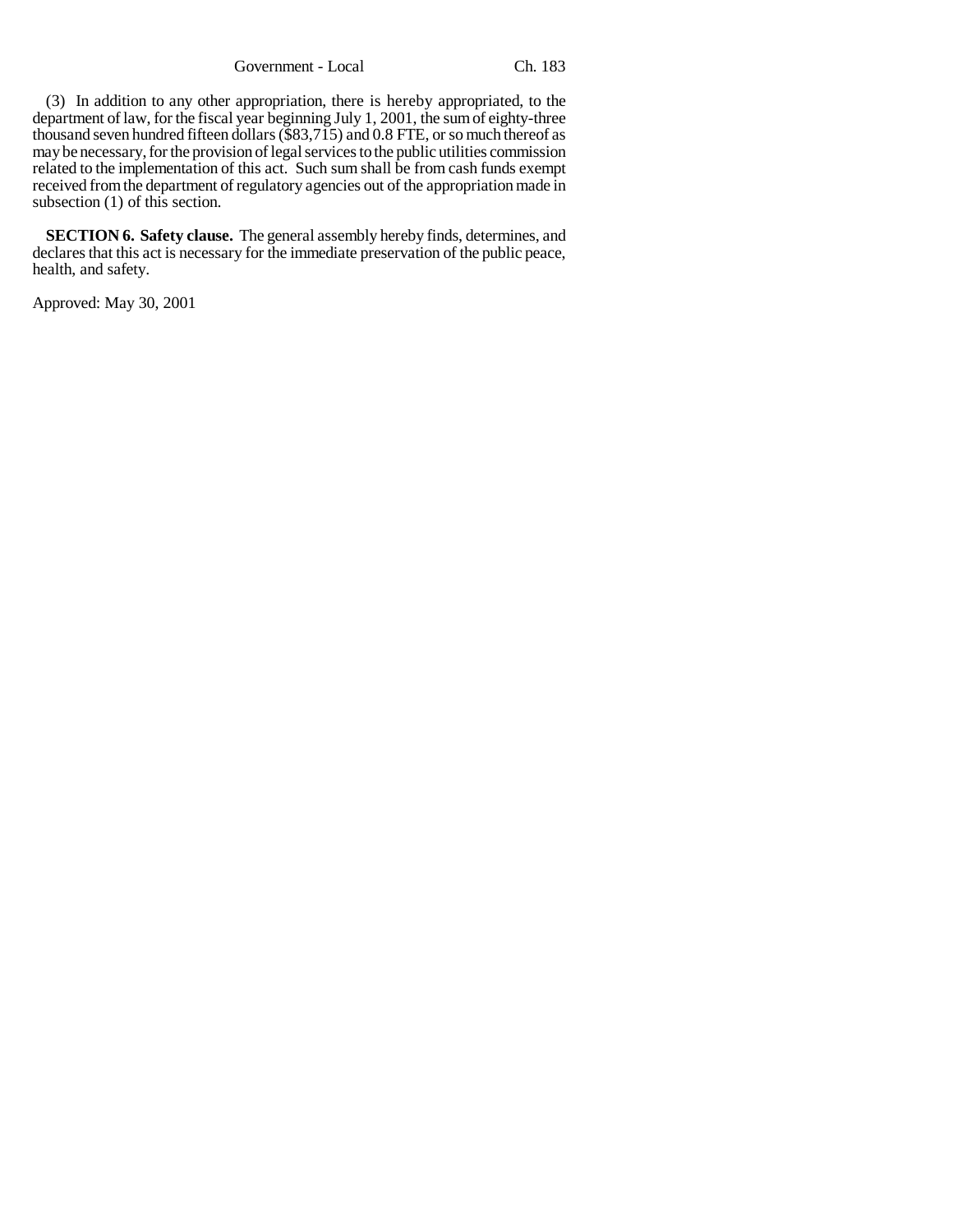(3) In addition to any other appropriation, there is hereby appropriated, to the department of law, for the fiscal year beginning July 1, 2001, the sum of eighty-three thousand seven hundred fifteen dollars ($83,715) and 0.8 FTE, or so much thereof as may be necessary, for the provision of legal services to the public utilities commission related to the implementation of this act. Such sum shall be from cash funds exempt received from the department of regulatory agencies out of the appropriation made in subsection (1) of this section.

**SECTION 6. Safety clause.** The general assembly hereby finds, determines, and declares that this act is necessary for the immediate preservation of the public peace, health, and safety.

Approved: May 30, 2001